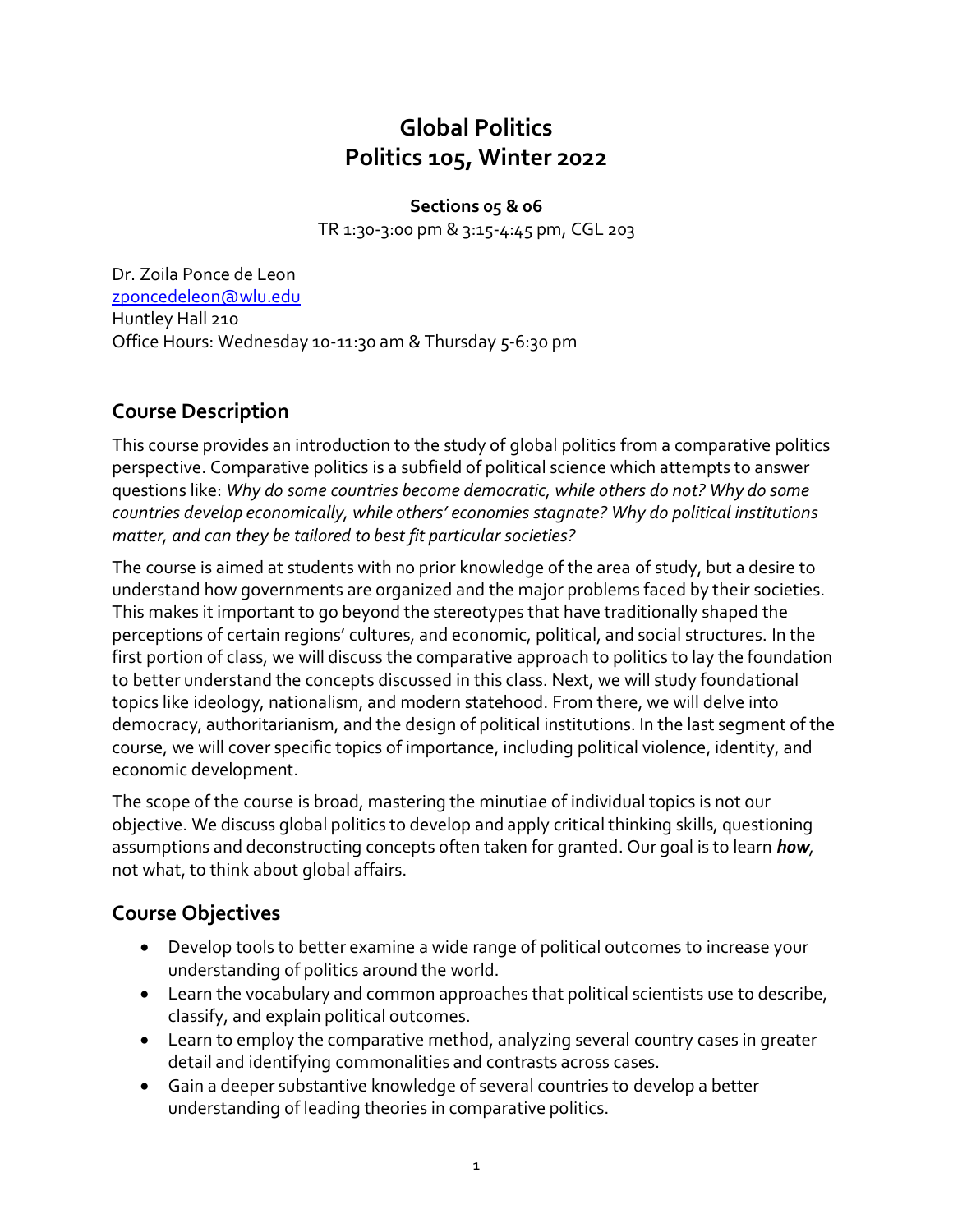# Global Politics
# Politics 105, Winter 2022

**Sections 05 & 06**

TR 1:30-3:00 pm & 3:15-4:45 pm, CGL 203

Dr. Zoila Ponce de Leon
zponcedeleon@wlu.edu
Huntley Hall 210
Office Hours: Wednesday 10-11:30 am & Thursday 5-6:30 pm

## Course Description

This course provides an introduction to the study of global politics from a comparative politics perspective. Comparative politics is a subfield of political science which attempts to answer questions like: *Why do some countries become democratic, while others do not? Why do some countries develop economically, while others' economies stagnate? Why do political institutions matter, and can they be tailored to best fit particular societies?*

The course is aimed at students with no prior knowledge of the area of study, but a desire to understand how governments are organized and the major problems faced by their societies. This makes it important to go beyond the stereotypes that have traditionally shaped the perceptions of certain regions' cultures, and economic, political, and social structures. In the first portion of class, we will discuss the comparative approach to politics to lay the foundation to better understand the concepts discussed in this class. Next, we will study foundational topics like ideology, nationalism, and modern statehood. From there, we will delve into democracy, authoritarianism, and the design of political institutions. In the last segment of the course, we will cover specific topics of importance, including political violence, identity, and economic development.

The scope of the course is broad, mastering the minutiae of individual topics is not our objective. We discuss global politics to develop and apply critical thinking skills, questioning assumptions and deconstructing concepts often taken for granted. Our goal is to learn ***how***, not what, to think about global affairs.

## Course Objectives

- Develop tools to better examine a wide range of political outcomes to increase your understanding of politics around the world.
- Learn the vocabulary and common approaches that political scientists use to describe, classify, and explain political outcomes.
- Learn to employ the comparative method, analyzing several country cases in greater detail and identifying commonalities and contrasts across cases.
- Gain a deeper substantive knowledge of several countries to develop a better understanding of leading theories in comparative politics.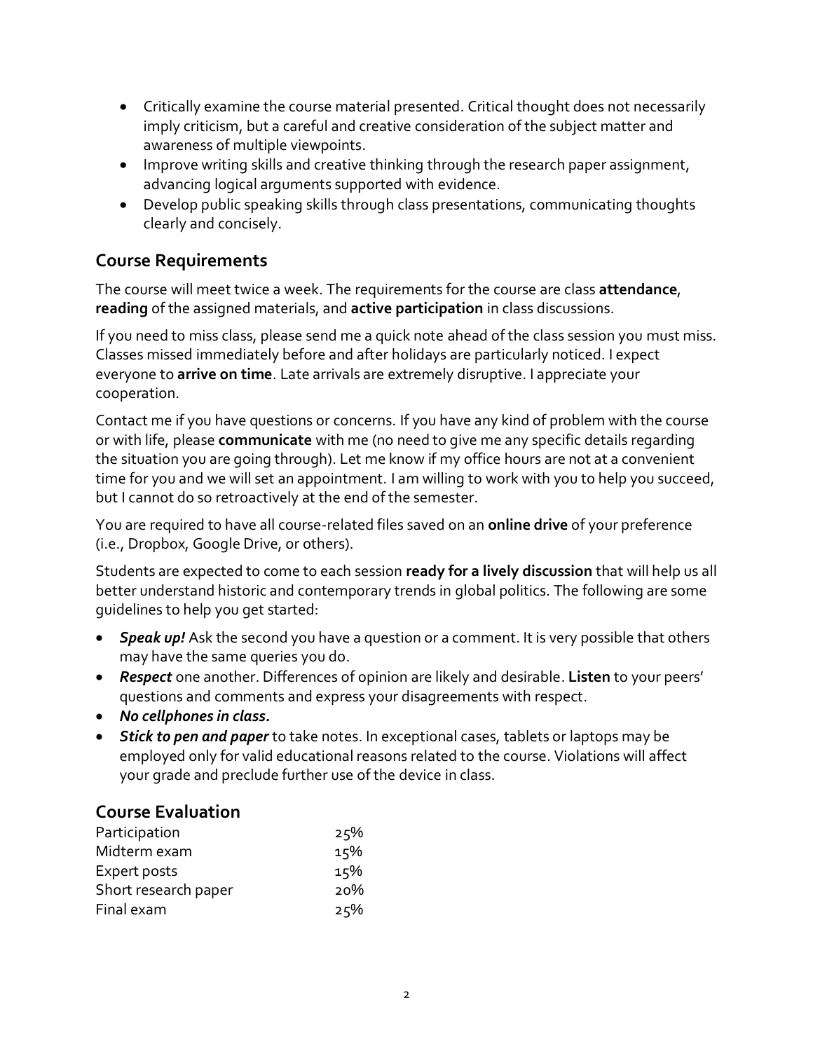- Critically examine the course material presented. Critical thought does not necessarily imply criticism, but a careful and creative consideration of the subject matter and awareness of multiple viewpoints.
- Improve writing skills and creative thinking through the research paper assignment, advancing logical arguments supported with evidence.
- Develop public speaking skills through class presentations, communicating thoughts clearly and concisely.

## Course Requirements

The course will meet twice a week. The requirements for the course are class **attendance**, **reading** of the assigned materials, and **active participation** in class discussions.

If you need to miss class, please send me a quick note ahead of the class session you must miss. Classes missed immediately before and after holidays are particularly noticed. I expect everyone to **arrive on time**. Late arrivals are extremely disruptive. I appreciate your cooperation.

Contact me if you have questions or concerns. If you have any kind of problem with the course or with life, please **communicate** with me (no need to give me any specific details regarding the situation you are going through). Let me know if my office hours are not at a convenient time for you and we will set an appointment. I am willing to work with you to help you succeed, but I cannot do so retroactively at the end of the semester.

You are required to have all course-related files saved on an **online drive** of your preference (i.e., Dropbox, Google Drive, or others).

Students are expected to come to each session **ready for a lively discussion** that will help us all better understand historic and contemporary trends in global politics. The following are some guidelines to help you get started:

- ***Speak up!*** Ask the second you have a question or a comment. It is very possible that others may have the same queries you do.
- ***Respect*** one another. Differences of opinion are likely and desirable. **Listen** to your peers' questions and comments and express your disagreements with respect.
- ***No cellphones in class.***
- ***Stick to pen and paper*** to take notes. In exceptional cases, tablets or laptops may be employed only for valid educational reasons related to the course. Violations will affect your grade and preclude further use of the device in class.

## Course Evaluation

| | |
|---|---|
| Participation | 25% |
| Midterm exam | 15% |
| Expert posts | 15% |
| Short research paper | 20% |
| Final exam | 25% |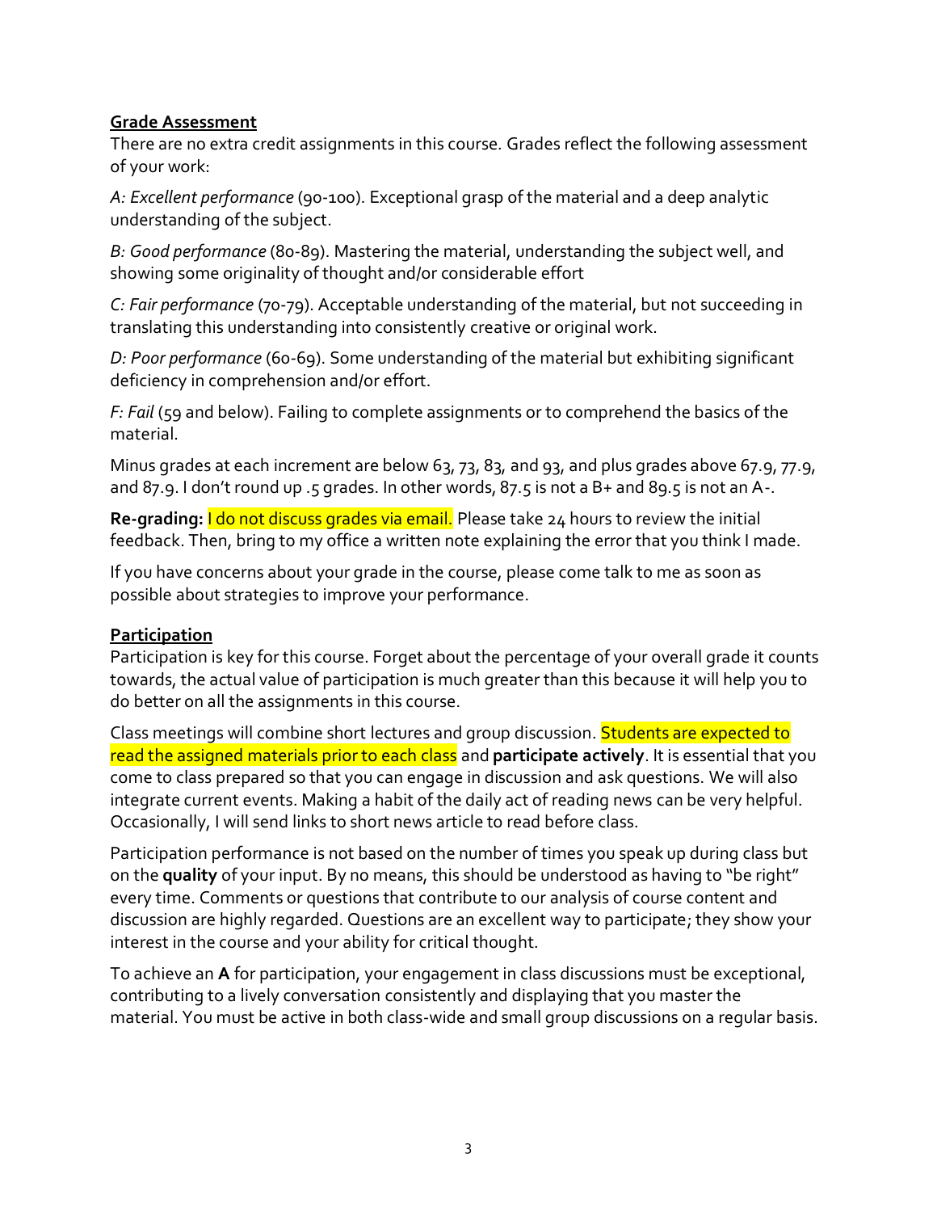**Grade Assessment**

There are no extra credit assignments in this course. Grades reflect the following assessment of your work:

*A: Excellent performance* (90-100). Exceptional grasp of the material and a deep analytic understanding of the subject.

*B: Good performance* (80-89). Mastering the material, understanding the subject well, and showing some originality of thought and/or considerable effort

*C: Fair performance* (70-79). Acceptable understanding of the material, but not succeeding in translating this understanding into consistently creative or original work.

*D: Poor performance* (60-69). Some understanding of the material but exhibiting significant deficiency in comprehension and/or effort.

*F: Fail* (59 and below). Failing to complete assignments or to comprehend the basics of the material.

Minus grades at each increment are below 63, 73, 83, and 93, and plus grades above 67.9, 77.9, and 87.9. I don't round up .5 grades. In other words, 87.5 is not a B+ and 89.5 is not an A-.

**Re-grading:** I do not discuss grades via email. Please take 24 hours to review the initial feedback. Then, bring to my office a written note explaining the error that you think I made.

If you have concerns about your grade in the course, please come talk to me as soon as possible about strategies to improve your performance.

**Participation**

Participation is key for this course. Forget about the percentage of your overall grade it counts towards, the actual value of participation is much greater than this because it will help you to do better on all the assignments in this course.

Class meetings will combine short lectures and group discussion. Students are expected to read the assigned materials prior to each class and **participate actively**. It is essential that you come to class prepared so that you can engage in discussion and ask questions. We will also integrate current events. Making a habit of the daily act of reading news can be very helpful. Occasionally, I will send links to short news article to read before class.

Participation performance is not based on the number of times you speak up during class but on the **quality** of your input. By no means, this should be understood as having to "be right" every time. Comments or questions that contribute to our analysis of course content and discussion are highly regarded. Questions are an excellent way to participate; they show your interest in the course and your ability for critical thought.

To achieve an **A** for participation, your engagement in class discussions must be exceptional, contributing to a lively conversation consistently and displaying that you master the material. You must be active in both class-wide and small group discussions on a regular basis.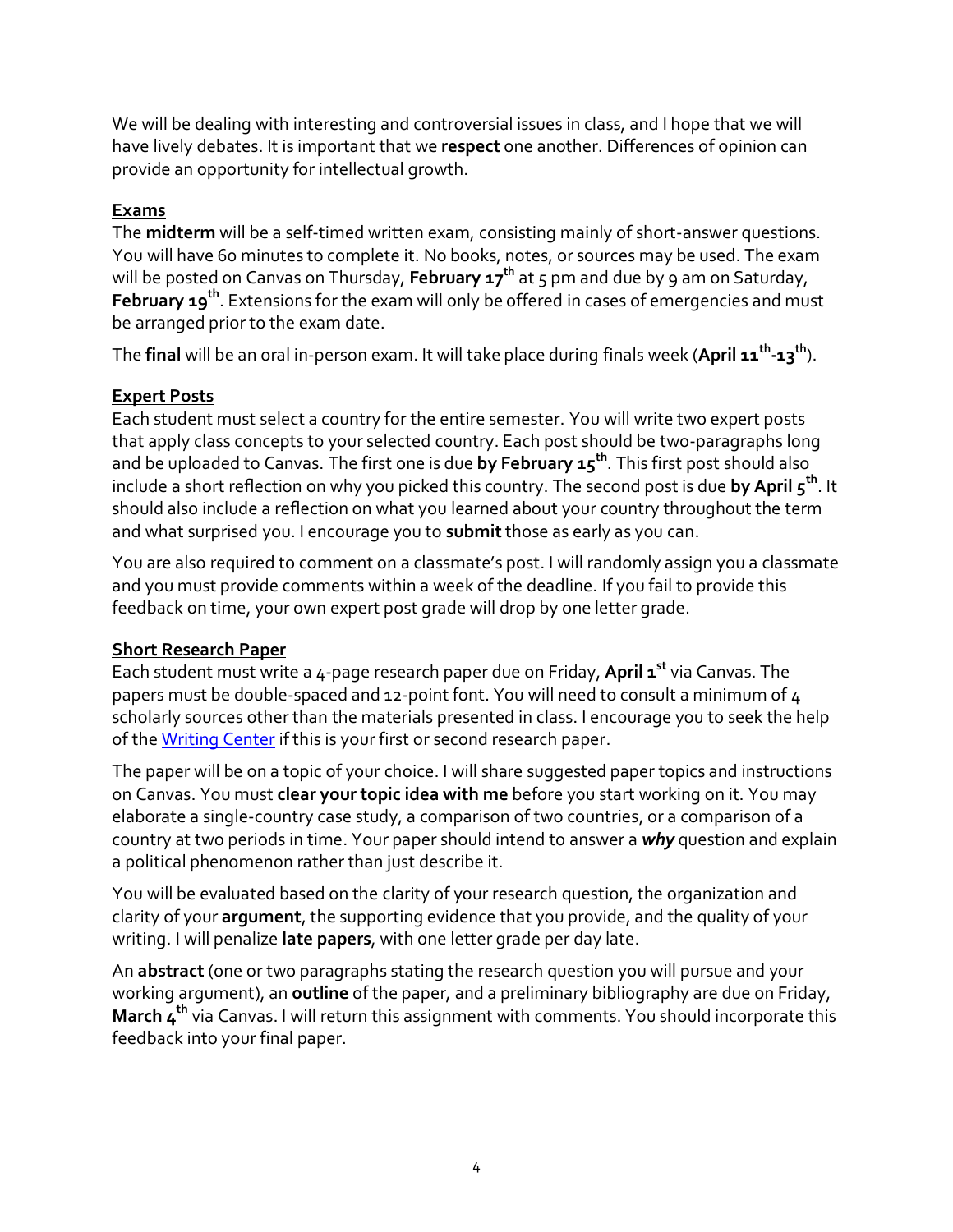We will be dealing with interesting and controversial issues in class, and I hope that we will have lively debates. It is important that we **respect** one another. Differences of opinion can provide an opportunity for intellectual growth.

## Exams

The **midterm** will be a self-timed written exam, consisting mainly of short-answer questions. You will have 60 minutes to complete it. No books, notes, or sources may be used. The exam will be posted on Canvas on Thursday, **February 17th** at 5 pm and due by 9 am on Saturday, **February 19th**. Extensions for the exam will only be offered in cases of emergencies and must be arranged prior to the exam date.

The **final** will be an oral in-person exam. It will take place during finals week (**April 11th-13th**).

## Expert Posts

Each student must select a country for the entire semester. You will write two expert posts that apply class concepts to your selected country. Each post should be two-paragraphs long and be uploaded to Canvas. The first one is due **by February 15th**. This first post should also include a short reflection on why you picked this country. The second post is due **by April 5th**. It should also include a reflection on what you learned about your country throughout the term and what surprised you. I encourage you to **submit** those as early as you can.

You are also required to comment on a classmate's post. I will randomly assign you a classmate and you must provide comments within a week of the deadline. If you fail to provide this feedback on time, your own expert post grade will drop by one letter grade.

## Short Research Paper

Each student must write a 4-page research paper due on Friday, **April 1st** via Canvas. The papers must be double-spaced and 12-point font. You will need to consult a minimum of 4 scholarly sources other than the materials presented in class. I encourage you to seek the help of the Writing Center if this is your first or second research paper.

The paper will be on a topic of your choice. I will share suggested paper topics and instructions on Canvas. You must **clear your topic idea with me** before you start working on it. You may elaborate a single-country case study, a comparison of two countries, or a comparison of a country at two periods in time. Your paper should intend to answer a ***why*** question and explain a political phenomenon rather than just describe it.

You will be evaluated based on the clarity of your research question, the organization and clarity of your **argument**, the supporting evidence that you provide, and the quality of your writing. I will penalize **late papers**, with one letter grade per day late.

An **abstract** (one or two paragraphs stating the research question you will pursue and your working argument), an **outline** of the paper, and a preliminary bibliography are due on Friday, **March 4th** via Canvas. I will return this assignment with comments. You should incorporate this feedback into your final paper.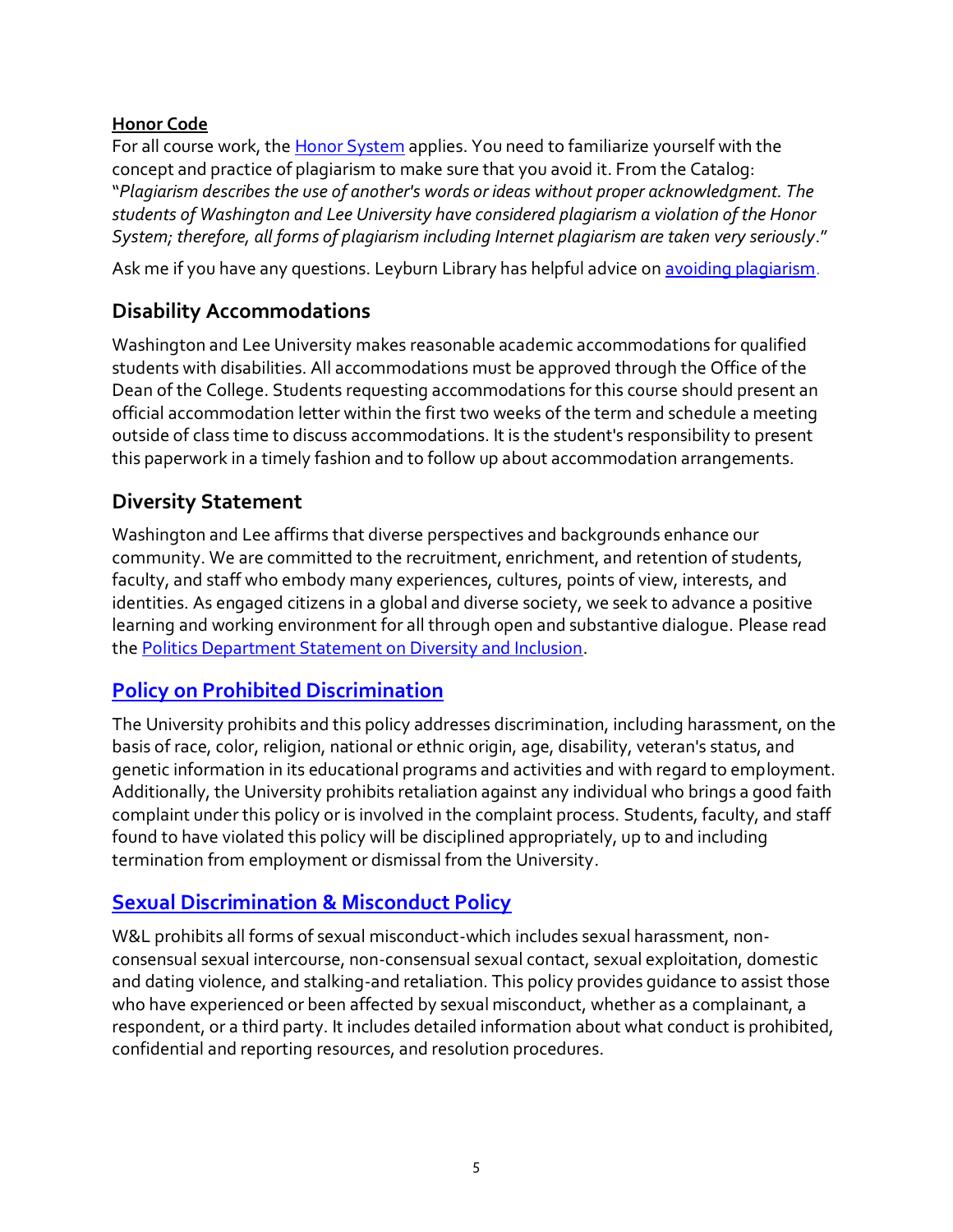**Honor Code**

For all course work, the Honor System applies. You need to familiarize yourself with the concept and practice of plagiarism to make sure that you avoid it. From the Catalog: "*Plagiarism describes the use of another's words or ideas without proper acknowledgment. The students of Washington and Lee University have considered plagiarism a violation of the Honor System; therefore, all forms of plagiarism including Internet plagiarism are taken very seriously*."

Ask me if you have any questions. Leyburn Library has helpful advice on avoiding plagiarism.

## Disability Accommodations

Washington and Lee University makes reasonable academic accommodations for qualified students with disabilities. All accommodations must be approved through the Office of the Dean of the College. Students requesting accommodations for this course should present an official accommodation letter within the first two weeks of the term and schedule a meeting outside of class time to discuss accommodations. It is the student's responsibility to present this paperwork in a timely fashion and to follow up about accommodation arrangements.

## Diversity Statement

Washington and Lee affirms that diverse perspectives and backgrounds enhance our community. We are committed to the recruitment, enrichment, and retention of students, faculty, and staff who embody many experiences, cultures, points of view, interests, and identities. As engaged citizens in a global and diverse society, we seek to advance a positive learning and working environment for all through open and substantive dialogue. Please read the Politics Department Statement on Diversity and Inclusion.

## Policy on Prohibited Discrimination

The University prohibits and this policy addresses discrimination, including harassment, on the basis of race, color, religion, national or ethnic origin, age, disability, veteran's status, and genetic information in its educational programs and activities and with regard to employment. Additionally, the University prohibits retaliation against any individual who brings a good faith complaint under this policy or is involved in the complaint process. Students, faculty, and staff found to have violated this policy will be disciplined appropriately, up to and including termination from employment or dismissal from the University.

## Sexual Discrimination & Misconduct Policy

W&L prohibits all forms of sexual misconduct-which includes sexual harassment, non-consensual sexual intercourse, non-consensual sexual contact, sexual exploitation, domestic and dating violence, and stalking-and retaliation. This policy provides guidance to assist those who have experienced or been affected by sexual misconduct, whether as a complainant, a respondent, or a third party. It includes detailed information about what conduct is prohibited, confidential and reporting resources, and resolution procedures.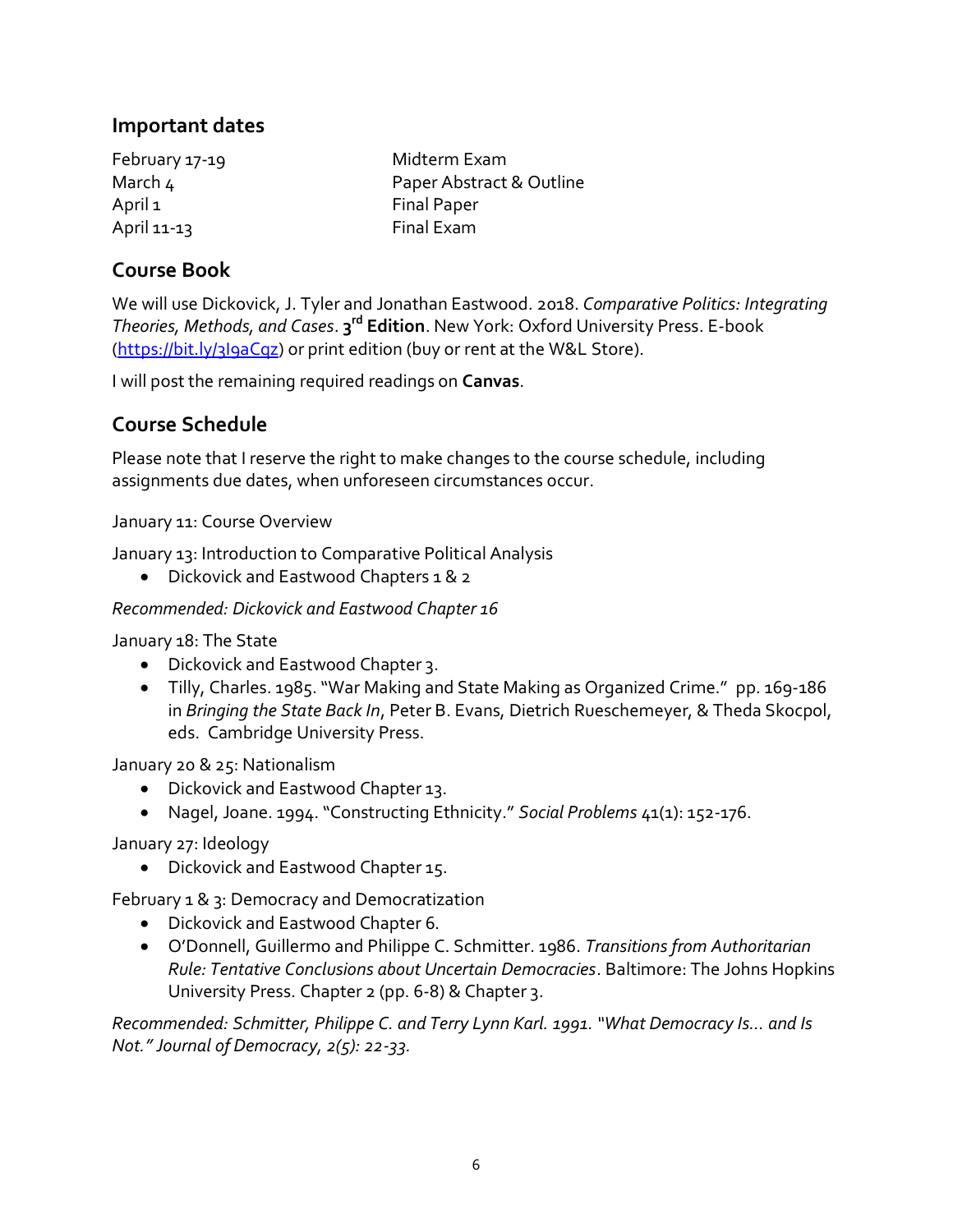## Important dates

| | |
|---|---|
| February 17-19 | Midterm Exam |
| March 4 | Paper Abstract & Outline |
| April 1 | Final Paper |
| April 11-13 | Final Exam |

## Course Book

We will use Dickovick, J. Tyler and Jonathan Eastwood. 2018. *Comparative Politics: Integrating Theories, Methods, and Cases*. **3rd Edition**. New York: Oxford University Press. E-book ([https://bit.ly/3l9aCqz](https://bit.ly/3l9aCqz)) or print edition (buy or rent at the W&L Store).

I will post the remaining required readings on **Canvas**.

## Course Schedule

Please note that I reserve the right to make changes to the course schedule, including assignments due dates, when unforeseen circumstances occur.

January 11: Course Overview

January 13: Introduction to Comparative Political Analysis

- Dickovick and Eastwood Chapters 1 & 2

*Recommended: Dickovick and Eastwood Chapter 16*

January 18: The State

- Dickovick and Eastwood Chapter 3.
- Tilly, Charles. 1985. "War Making and State Making as Organized Crime." pp. 169-186 in *Bringing the State Back In*, Peter B. Evans, Dietrich Rueschemeyer, & Theda Skocpol, eds. Cambridge University Press.

January 20 & 25: Nationalism

- Dickovick and Eastwood Chapter 13.
- Nagel, Joane. 1994. "Constructing Ethnicity." *Social Problems* 41(1): 152-176.

January 27: Ideology

- Dickovick and Eastwood Chapter 15.

February 1 & 3: Democracy and Democratization

- Dickovick and Eastwood Chapter 6.
- O'Donnell, Guillermo and Philippe C. Schmitter. 1986. *Transitions from Authoritarian Rule: Tentative Conclusions about Uncertain Democracies*. Baltimore: The Johns Hopkins University Press. Chapter 2 (pp. 6-8) & Chapter 3.

*Recommended: Schmitter, Philippe C. and Terry Lynn Karl. 1991. "What Democracy Is... and Is Not." Journal of Democracy, 2(5): 22-33.*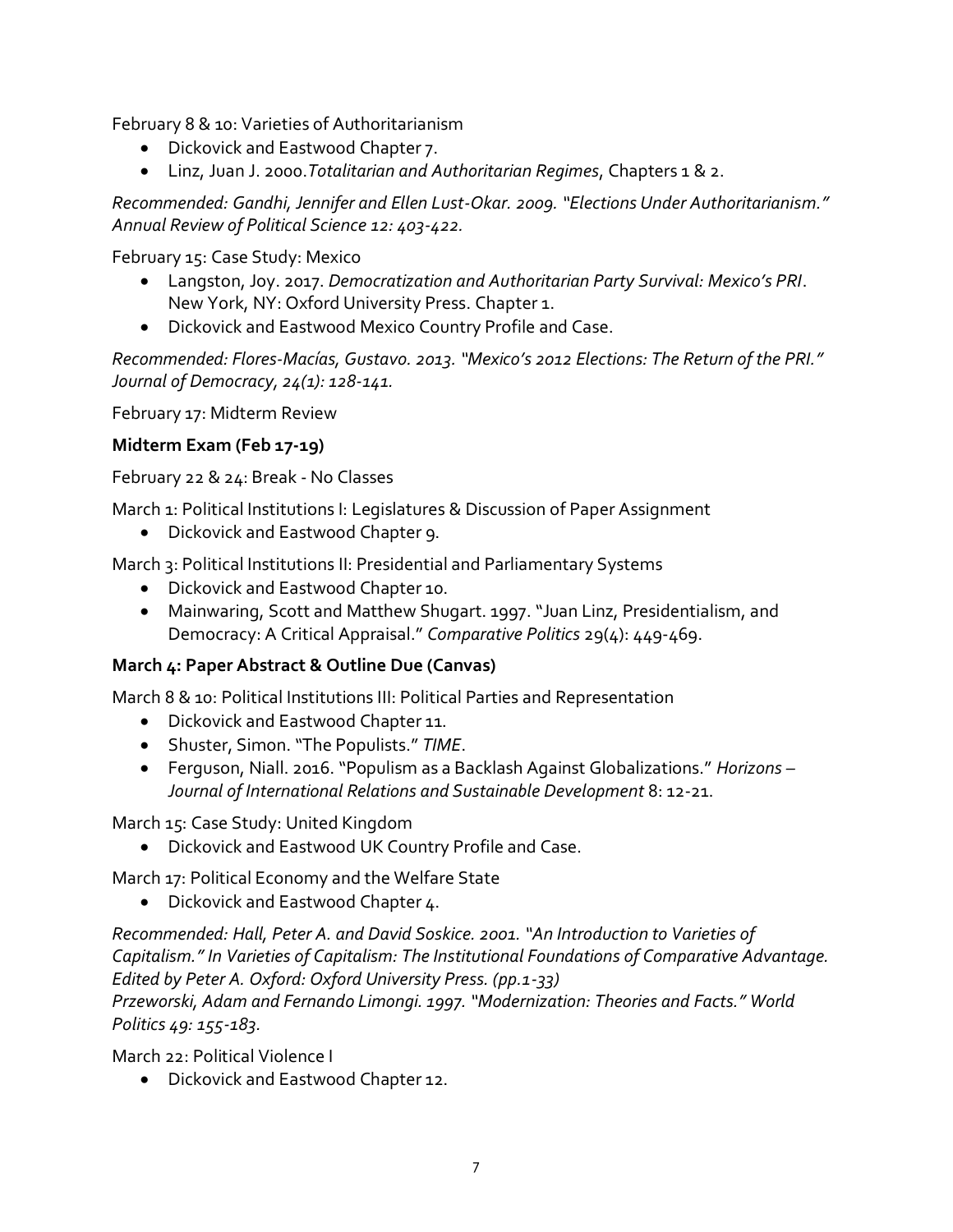February 8 & 10: Varieties of Authoritarianism

- Dickovick and Eastwood Chapter 7.
- Linz, Juan J. 2000.*Totalitarian and Authoritarian Regimes*, Chapters 1 & 2.

*Recommended: Gandhi, Jennifer and Ellen Lust-Okar. 2009. "Elections Under Authoritarianism." Annual Review of Political Science 12: 403-422.*

February 15: Case Study: Mexico

- Langston, Joy. 2017. *Democratization and Authoritarian Party Survival: Mexico's PRI*. New York, NY: Oxford University Press. Chapter 1.
- Dickovick and Eastwood Mexico Country Profile and Case.

*Recommended: Flores-Macías, Gustavo. 2013. "Mexico's 2012 Elections: The Return of the PRI." Journal of Democracy, 24(1): 128-141.*

February 17: Midterm Review

**Midterm Exam (Feb 17-19)**

February 22 & 24: Break - No Classes

March 1: Political Institutions I: Legislatures & Discussion of Paper Assignment

- Dickovick and Eastwood Chapter 9.

March 3: Political Institutions II: Presidential and Parliamentary Systems

- Dickovick and Eastwood Chapter 10.
- Mainwaring, Scott and Matthew Shugart. 1997. "Juan Linz, Presidentialism, and Democracy: A Critical Appraisal." *Comparative Politics* 29(4): 449-469.

**March 4: Paper Abstract & Outline Due (Canvas)**

March 8 & 10: Political Institutions III: Political Parties and Representation

- Dickovick and Eastwood Chapter 11.
- Shuster, Simon. "The Populists." *TIME*.
- Ferguson, Niall. 2016. "Populism as a Backlash Against Globalizations." *Horizons – Journal of International Relations and Sustainable Development* 8: 12-21.

March 15: Case Study: United Kingdom

- Dickovick and Eastwood UK Country Profile and Case.

March 17: Political Economy and the Welfare State

- Dickovick and Eastwood Chapter 4.

*Recommended: Hall, Peter A. and David Soskice. 2001. "An Introduction to Varieties of Capitalism." In Varieties of Capitalism: The Institutional Foundations of Comparative Advantage. Edited by Peter A. Oxford: Oxford University Press. (pp.1-33)*
*Przeworski, Adam and Fernando Limongi. 1997. "Modernization: Theories and Facts." World Politics 49: 155-183.*

March 22: Political Violence I

- Dickovick and Eastwood Chapter 12.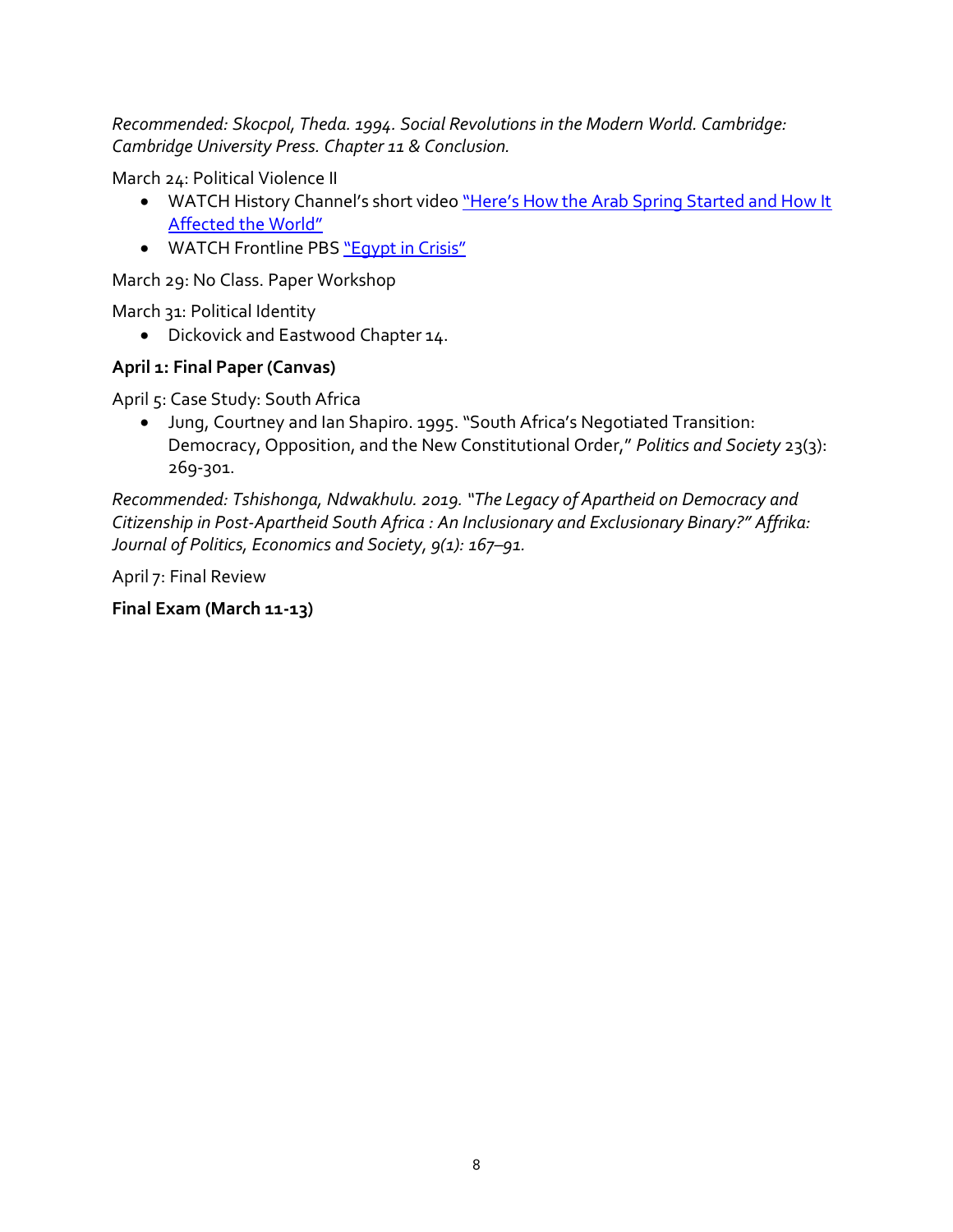*Recommended: Skocpol, Theda. 1994. Social Revolutions in the Modern World. Cambridge: Cambridge University Press. Chapter 11 & Conclusion.*

March 24: Political Violence II

- WATCH History Channel's short video "Here's How the Arab Spring Started and How It Affected the World"
- WATCH Frontline PBS "Egypt in Crisis"

March 29: No Class. Paper Workshop

March 31: Political Identity

- Dickovick and Eastwood Chapter 14.

**April 1: Final Paper (Canvas)**

April 5: Case Study: South Africa

- Jung, Courtney and Ian Shapiro. 1995. "South Africa's Negotiated Transition: Democracy, Opposition, and the New Constitutional Order," *Politics and Society* 23(3): 269-301.

*Recommended: Tshishonga, Ndwakhulu. 2019. "The Legacy of Apartheid on Democracy and Citizenship in Post-Apartheid South Africa : An Inclusionary and Exclusionary Binary?" Affrika: Journal of Politics, Economics and Society, 9(1): 167–91.*

April 7: Final Review

**Final Exam (March 11-13)**